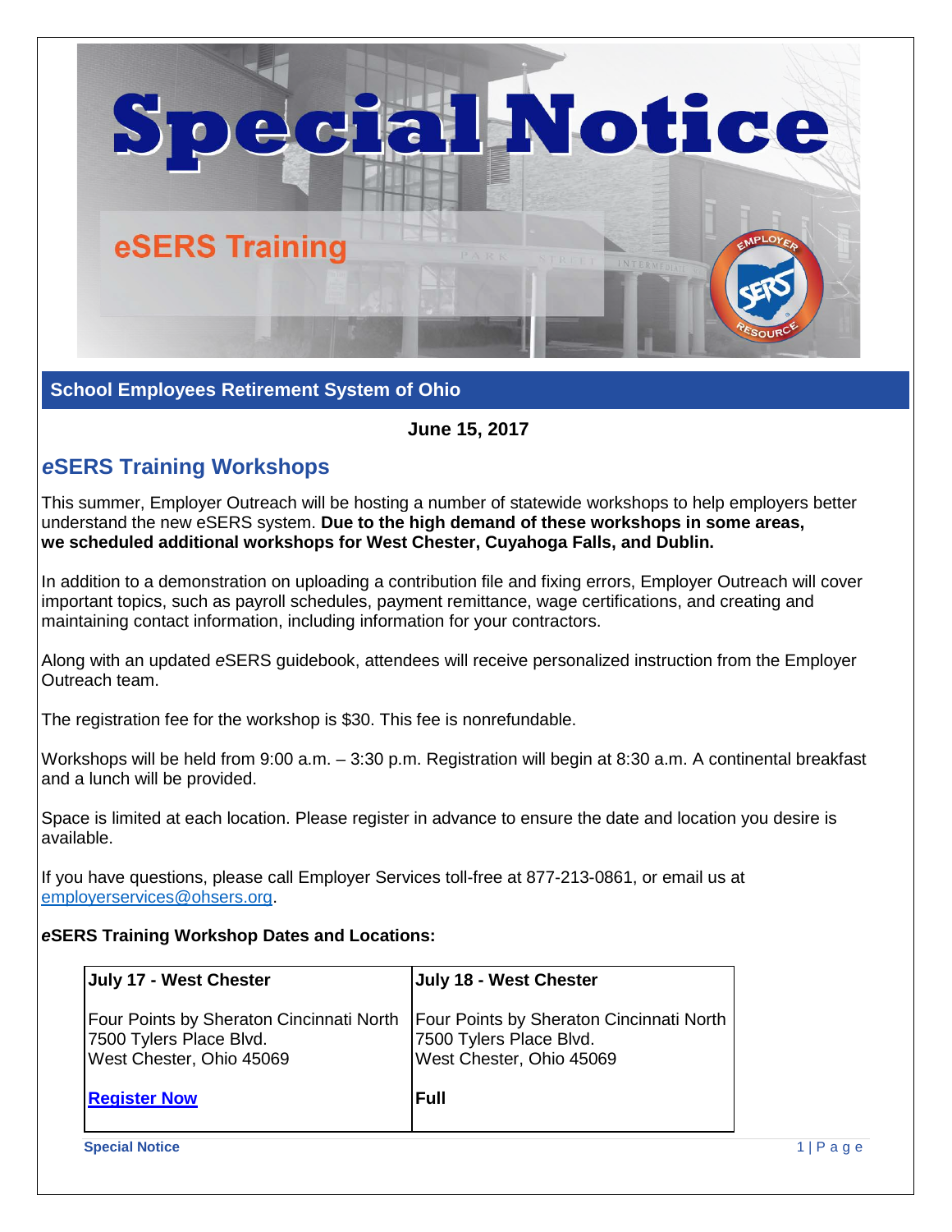# Special Notice

## eSERS Training

**School Employees Retirement System of Ohio**

**June 15, 2017**

## *e*SERS Training Workshops

This summer, Employer Outreach will be hosting a number of statewide workshops to help employers better understand the new eSERS system. **Due to the high demand of these workshops in some areas, we scheduled additional workshops for West Chester, Cuyahoga Falls, and Dublin.**

In addition to a demonstration on uploading a contribution file and fixing errors, Employer Outreach will cover important topics, such as payroll schedules, payment remittance, wage certifications, and creating and maintaining contact information, including information for your contractors.

Along with an updated *e*SERS guidebook, attendees will receive personalized instruction from the Employer Outreach team.

The registration fee for the workshop is $30. This fee is nonrefundable.

Workshops will be held from 9:00 a.m. – 3:30 p.m. Registration will begin at 8:30 a.m. A continental breakfast and a lunch will be provided.

Space is limited at each location. Please register in advance to ensure the date and location you desire is available.

If you have questions, please call Employer Services toll-free at 877-213-0861, or email us at employerservices@ohsers.org.

***e*SERS Training Workshop Dates and Locations:**

| **July 17 - West Chester** | **July 18 - West Chester** |
|---|---|
| Four Points by Sheraton Cincinnati North<br>7500 Tylers Place Blvd.<br>West Chester, Ohio 45069 | Four Points by Sheraton Cincinnati North<br>7500 Tylers Place Blvd.<br>West Chester, Ohio 45069 |
| **Register Now** | **Full** |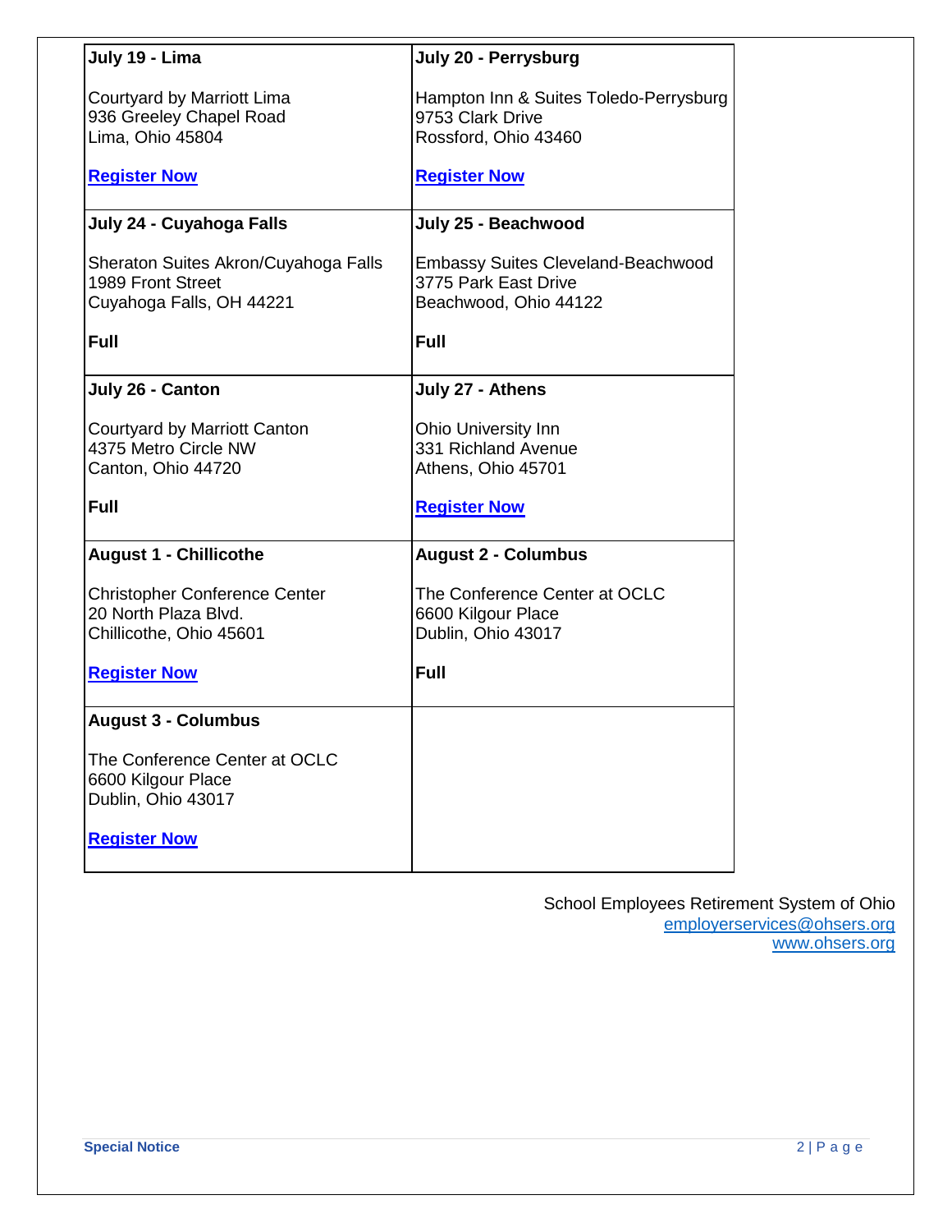| | |
|---|---|
| **July 19 - Lima**<br><br>Courtyard by Marriott Lima<br>936 Greeley Chapel Road<br>Lima, Ohio 45804<br><br>**Register Now** | **July 20 - Perrysburg**<br><br>Hampton Inn & Suites Toledo-Perrysburg<br>9753 Clark Drive<br>Rossford, Ohio 43460<br><br>**Register Now** |
| **July 24 - Cuyahoga Falls**<br><br>Sheraton Suites Akron/Cuyahoga Falls<br>1989 Front Street<br>Cuyahoga Falls, OH 44221<br><br>**Full** | **July 25 - Beachwood**<br><br>Embassy Suites Cleveland-Beachwood<br>3775 Park East Drive<br>Beachwood, Ohio 44122<br><br>**Full** |
| **July 26 - Canton**<br><br>Courtyard by Marriott Canton<br>4375 Metro Circle NW<br>Canton, Ohio 44720<br><br>**Full** | **July 27 - Athens**<br><br>Ohio University Inn<br>331 Richland Avenue<br>Athens, Ohio 45701<br><br>**Register Now** |
| **August 1 - Chillicothe**<br><br>Christopher Conference Center<br>20 North Plaza Blvd.<br>Chillicothe, Ohio 45601<br><br>**Register Now** | **August 2 - Columbus**<br><br>The Conference Center at OCLC<br>6600 Kilgour Place<br>Dublin, Ohio 43017<br><br>**Full** |
| **August 3 - Columbus**<br><br>The Conference Center at OCLC<br>6600 Kilgour Place<br>Dublin, Ohio 43017<br><br>**Register Now** | |

School Employees Retirement System of Ohio
employerservices@ohsers.org
www.ohsers.org